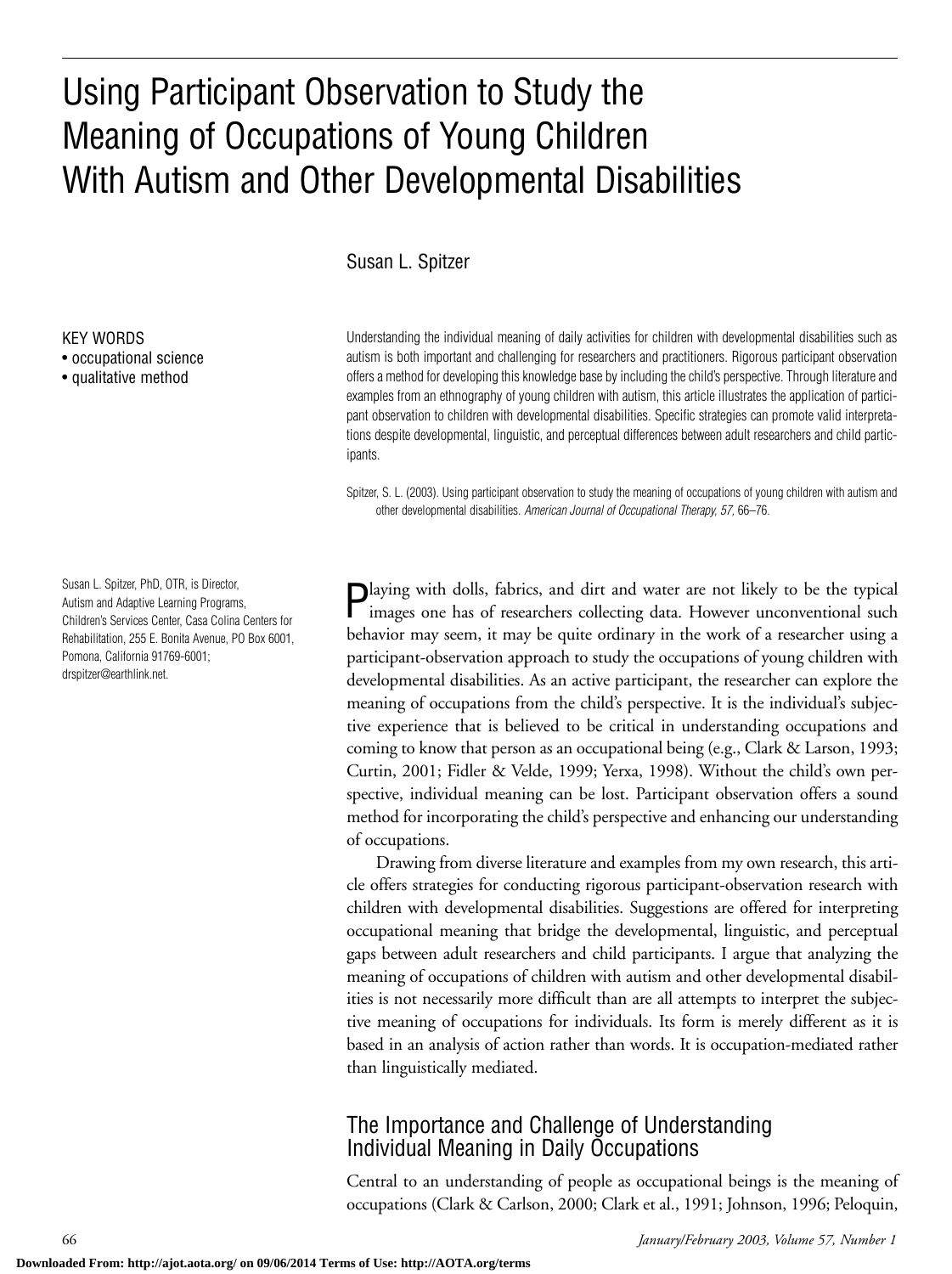# Using Participant Observation to Study the Meaning of Occupations of Young Children With Autism and Other Developmental Disabilities

Susan L. Spitzer

KEY WORDS
- occupational science
- qualitative method

Understanding the individual meaning of daily activities for children with developmental disabilities such as autism is both important and challenging for researchers and practitioners. Rigorous participant observation offers a method for developing this knowledge base by including the child's perspective. Through literature and examples from an ethnography of young children with autism, this article illustrates the application of participant observation to children with developmental disabilities. Specific strategies can promote valid interpretations despite developmental, linguistic, and perceptual differences between adult researchers and child participants.

Spitzer, S. L. (2003). Using participant observation to study the meaning of occupations of young children with autism and other developmental disabilities. *American Journal of Occupational Therapy, 57,* 66–76.

Susan L. Spitzer, PhD, OTR, is Director, Autism and Adaptive Learning Programs, Children's Services Center, Casa Colina Centers for Rehabilitation, 255 E. Bonita Avenue, PO Box 6001, Pomona, California 91769-6001; drspitzer@earthlink.net.

Playing with dolls, fabrics, and dirt and water are not likely to be the typical images one has of researchers collecting data. However unconventional such behavior may seem, it may be quite ordinary in the work of a researcher using a participant-observation approach to study the occupations of young children with developmental disabilities. As an active participant, the researcher can explore the meaning of occupations from the child's perspective. It is the individual's subjective experience that is believed to be critical in understanding occupations and coming to know that person as an occupational being (e.g., Clark & Larson, 1993; Curtin, 2001; Fidler & Velde, 1999; Yerxa, 1998). Without the child's own perspective, individual meaning can be lost. Participant observation offers a sound method for incorporating the child's perspective and enhancing our understanding of occupations.

Drawing from diverse literature and examples from my own research, this article offers strategies for conducting rigorous participant-observation research with children with developmental disabilities. Suggestions are offered for interpreting occupational meaning that bridge the developmental, linguistic, and perceptual gaps between adult researchers and child participants. I argue that analyzing the meaning of occupations of children with autism and other developmental disabilities is not necessarily more difficult than are all attempts to interpret the subjective meaning of occupations for individuals. Its form is merely different as it is based in an analysis of action rather than words. It is occupation-mediated rather than linguistically mediated.

## The Importance and Challenge of Understanding Individual Meaning in Daily Occupations

Central to an understanding of people as occupational beings is the meaning of occupations (Clark & Carlson, 2000; Clark et al., 1991; Johnson, 1996; Peloquin,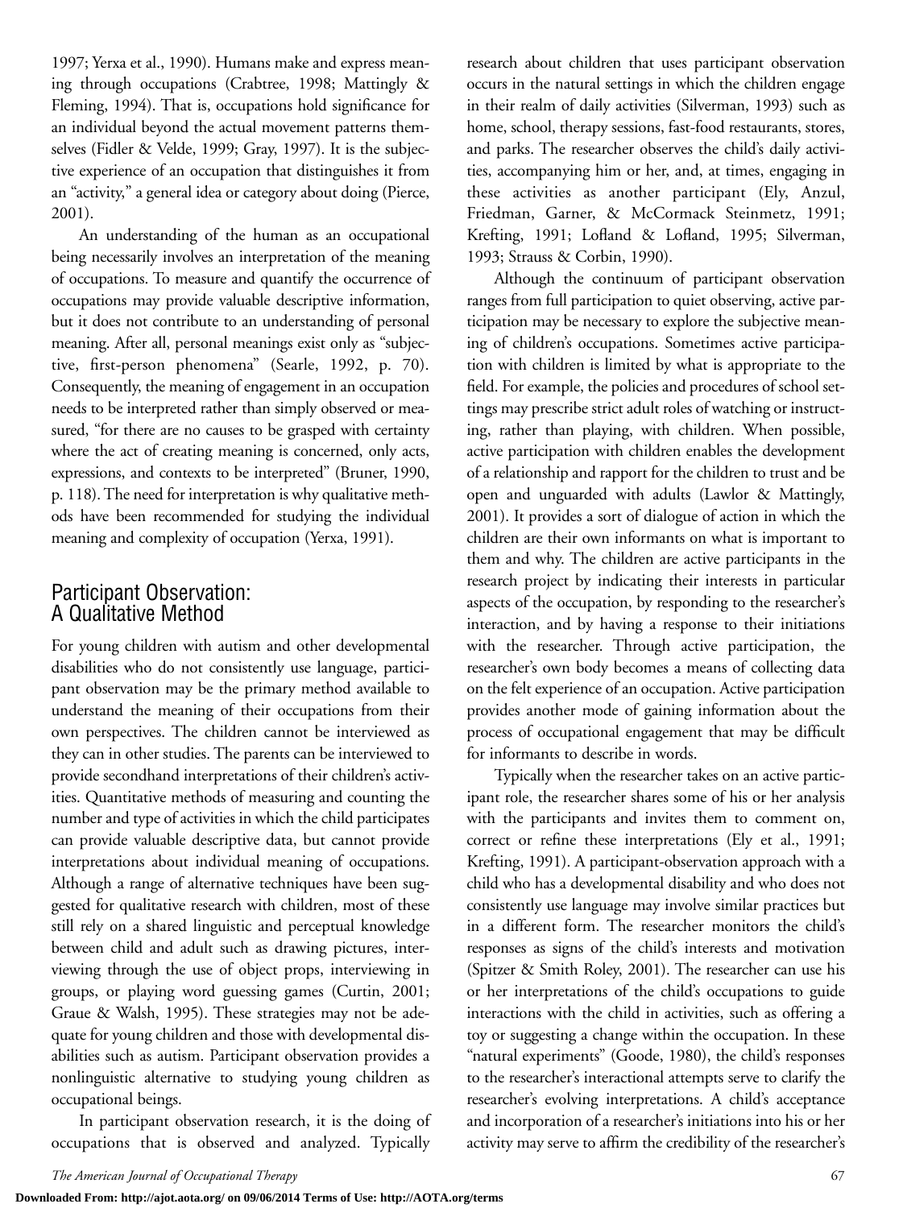1997; Yerxa et al., 1990). Humans make and express meaning through occupations (Crabtree, 1998; Mattingly & Fleming, 1994). That is, occupations hold significance for an individual beyond the actual movement patterns themselves (Fidler & Velde, 1999; Gray, 1997). It is the subjective experience of an occupation that distinguishes it from an "activity," a general idea or category about doing (Pierce, 2001).

An understanding of the human as an occupational being necessarily involves an interpretation of the meaning of occupations. To measure and quantify the occurrence of occupations may provide valuable descriptive information, but it does not contribute to an understanding of personal meaning. After all, personal meanings exist only as "subjective, first-person phenomena" (Searle, 1992, p. 70). Consequently, the meaning of engagement in an occupation needs to be interpreted rather than simply observed or measured, "for there are no causes to be grasped with certainty where the act of creating meaning is concerned, only acts, expressions, and contexts to be interpreted" (Bruner, 1990, p. 118). The need for interpretation is why qualitative methods have been recommended for studying the individual meaning and complexity of occupation (Yerxa, 1991).

## Participant Observation: A Qualitative Method

For young children with autism and other developmental disabilities who do not consistently use language, participant observation may be the primary method available to understand the meaning of their occupations from their own perspectives. The children cannot be interviewed as they can in other studies. The parents can be interviewed to provide secondhand interpretations of their children's activities. Quantitative methods of measuring and counting the number and type of activities in which the child participates can provide valuable descriptive data, but cannot provide interpretations about individual meaning of occupations. Although a range of alternative techniques have been suggested for qualitative research with children, most of these still rely on a shared linguistic and perceptual knowledge between child and adult such as drawing pictures, interviewing through the use of object props, interviewing in groups, or playing word guessing games (Curtin, 2001; Graue & Walsh, 1995). These strategies may not be adequate for young children and those with developmental disabilities such as autism. Participant observation provides a nonlinguistic alternative to studying young children as occupational beings.

In participant observation research, it is the doing of occupations that is observed and analyzed. Typically research about children that uses participant observation occurs in the natural settings in which the children engage in their realm of daily activities (Silverman, 1993) such as home, school, therapy sessions, fast-food restaurants, stores, and parks. The researcher observes the child's daily activities, accompanying him or her, and, at times, engaging in these activities as another participant (Ely, Anzul, Friedman, Garner, & McCormack Steinmetz, 1991; Krefting, 1991; Lofland & Lofland, 1995; Silverman, 1993; Strauss & Corbin, 1990).

Although the continuum of participant observation ranges from full participation to quiet observing, active participation may be necessary to explore the subjective meaning of children's occupations. Sometimes active participation with children is limited by what is appropriate to the field. For example, the policies and procedures of school settings may prescribe strict adult roles of watching or instructing, rather than playing, with children. When possible, active participation with children enables the development of a relationship and rapport for the children to trust and be open and unguarded with adults (Lawlor & Mattingly, 2001). It provides a sort of dialogue of action in which the children are their own informants on what is important to them and why. The children are active participants in the research project by indicating their interests in particular aspects of the occupation, by responding to the researcher's interaction, and by having a response to their initiations with the researcher. Through active participation, the researcher's own body becomes a means of collecting data on the felt experience of an occupation. Active participation provides another mode of gaining information about the process of occupational engagement that may be difficult for informants to describe in words.

Typically when the researcher takes on an active participant role, the researcher shares some of his or her analysis with the participants and invites them to comment on, correct or refine these interpretations (Ely et al., 1991; Krefting, 1991). A participant-observation approach with a child who has a developmental disability and who does not consistently use language may involve similar practices but in a different form. The researcher monitors the child's responses as signs of the child's interests and motivation (Spitzer & Smith Roley, 2001). The researcher can use his or her interpretations of the child's occupations to guide interactions with the child in activities, such as offering a toy or suggesting a change within the occupation. In these "natural experiments" (Goode, 1980), the child's responses to the researcher's interactional attempts serve to clarify the researcher's evolving interpretations. A child's acceptance and incorporation of a researcher's initiations into his or her activity may serve to affirm the credibility of the researcher's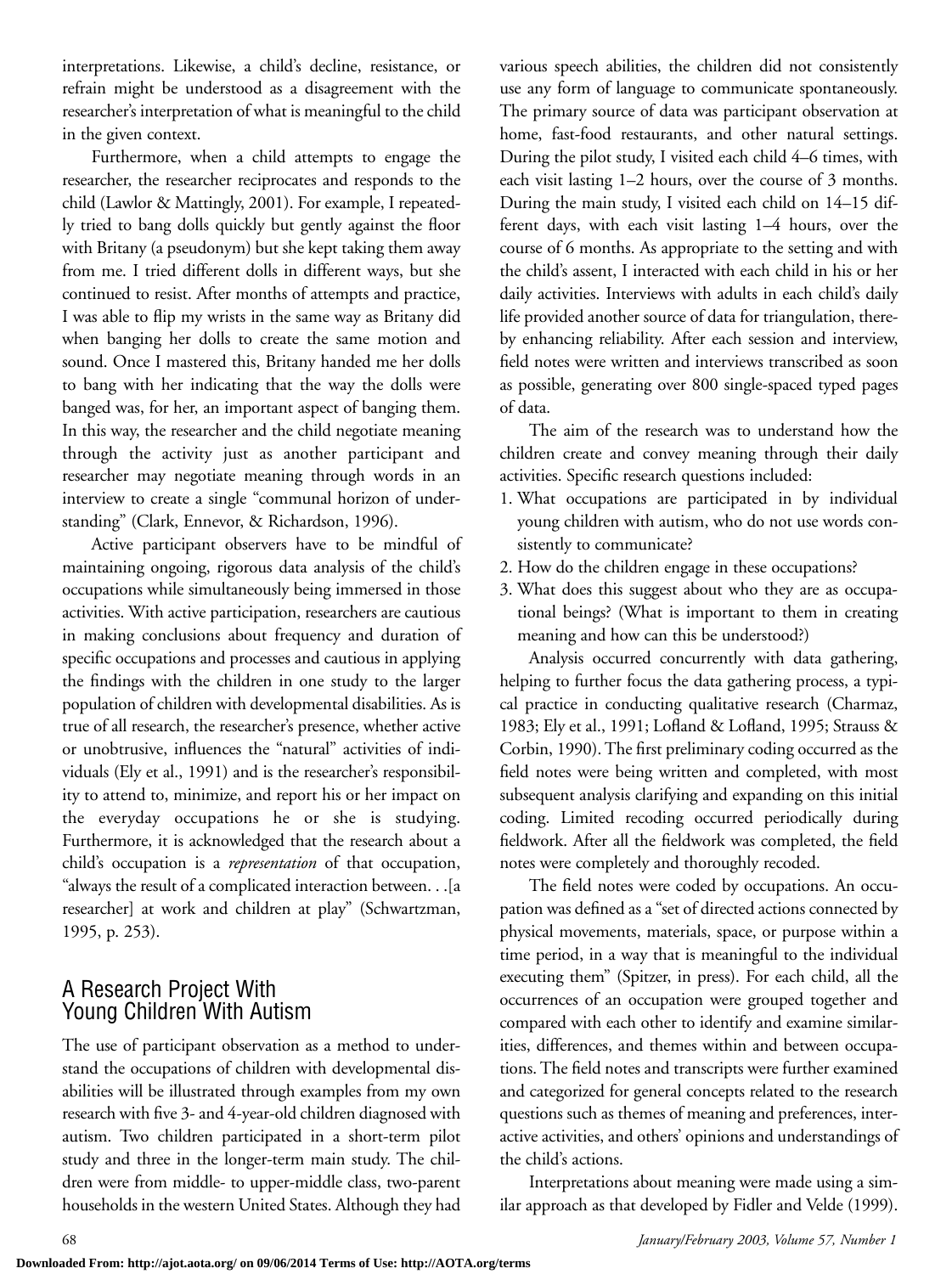interpretations. Likewise, a child's decline, resistance, or refrain might be understood as a disagreement with the researcher's interpretation of what is meaningful to the child in the given context.

Furthermore, when a child attempts to engage the researcher, the researcher reciprocates and responds to the child (Lawlor & Mattingly, 2001). For example, I repeatedly tried to bang dolls quickly but gently against the floor with Britany (a pseudonym) but she kept taking them away from me. I tried different dolls in different ways, but she continued to resist. After months of attempts and practice, I was able to flip my wrists in the same way as Britany did when banging her dolls to create the same motion and sound. Once I mastered this, Britany handed me her dolls to bang with her indicating that the way the dolls were banged was, for her, an important aspect of banging them. In this way, the researcher and the child negotiate meaning through the activity just as another participant and researcher may negotiate meaning through words in an interview to create a single "communal horizon of understanding" (Clark, Ennevor, & Richardson, 1996).

Active participant observers have to be mindful of maintaining ongoing, rigorous data analysis of the child's occupations while simultaneously being immersed in those activities. With active participation, researchers are cautious in making conclusions about frequency and duration of specific occupations and processes and cautious in applying the findings with the children in one study to the larger population of children with developmental disabilities. As is true of all research, the researcher's presence, whether active or unobtrusive, influences the "natural" activities of individuals (Ely et al., 1991) and is the researcher's responsibility to attend to, minimize, and report his or her impact on the everyday occupations he or she is studying. Furthermore, it is acknowledged that the research about a child's occupation is a *representation* of that occupation, "always the result of a complicated interaction between. . .[a researcher] at work and children at play" (Schwartzman, 1995, p. 253).

## A Research Project With Young Children With Autism

The use of participant observation as a method to understand the occupations of children with developmental disabilities will be illustrated through examples from my own research with five 3- and 4-year-old children diagnosed with autism. Two children participated in a short-term pilot study and three in the longer-term main study. The children were from middle- to upper-middle class, two-parent households in the western United States. Although they had various speech abilities, the children did not consistently use any form of language to communicate spontaneously. The primary source of data was participant observation at home, fast-food restaurants, and other natural settings. During the pilot study, I visited each child 4–6 times, with each visit lasting 1–2 hours, over the course of 3 months. During the main study, I visited each child on 14–15 different days, with each visit lasting 1–4 hours, over the course of 6 months. As appropriate to the setting and with the child's assent, I interacted with each child in his or her daily activities. Interviews with adults in each child's daily life provided another source of data for triangulation, thereby enhancing reliability. After each session and interview, field notes were written and interviews transcribed as soon as possible, generating over 800 single-spaced typed pages of data.

The aim of the research was to understand how the children create and convey meaning through their daily activities. Specific research questions included:

1. What occupations are participated in by individual young children with autism, who do not use words consistently to communicate?
2. How do the children engage in these occupations?
3. What does this suggest about who they are as occupational beings? (What is important to them in creating meaning and how can this be understood?)

Analysis occurred concurrently with data gathering, helping to further focus the data gathering process, a typical practice in conducting qualitative research (Charmaz, 1983; Ely et al., 1991; Lofland & Lofland, 1995; Strauss & Corbin, 1990). The first preliminary coding occurred as the field notes were being written and completed, with most subsequent analysis clarifying and expanding on this initial coding. Limited recoding occurred periodically during fieldwork. After all the fieldwork was completed, the field notes were completely and thoroughly recoded.

The field notes were coded by occupations. An occupation was defined as a "set of directed actions connected by physical movements, materials, space, or purpose within a time period, in a way that is meaningful to the individual executing them" (Spitzer, in press). For each child, all the occurrences of an occupation were grouped together and compared with each other to identify and examine similarities, differences, and themes within and between occupations. The field notes and transcripts were further examined and categorized for general concepts related to the research questions such as themes of meaning and preferences, interactive activities, and others' opinions and understandings of the child's actions.

Interpretations about meaning were made using a similar approach as that developed by Fidler and Velde (1999).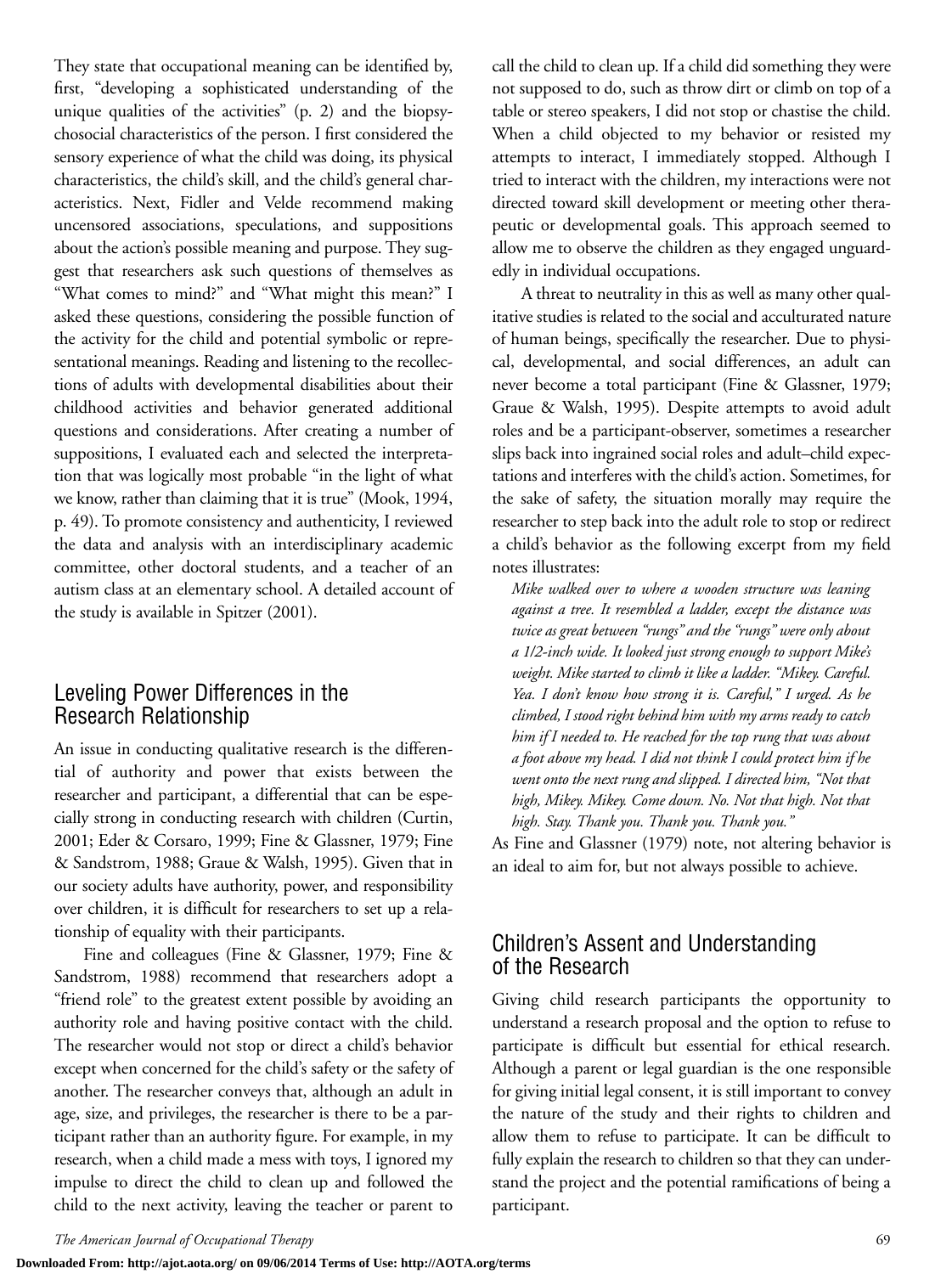They state that occupational meaning can be identified by, first, "developing a sophisticated understanding of the unique qualities of the activities" (p. 2) and the biopsychosocial characteristics of the person. I first considered the sensory experience of what the child was doing, its physical characteristics, the child's skill, and the child's general characteristics. Next, Fidler and Velde recommend making uncensored associations, speculations, and suppositions about the action's possible meaning and purpose. They suggest that researchers ask such questions of themselves as "What comes to mind?" and "What might this mean?" I asked these questions, considering the possible function of the activity for the child and potential symbolic or representational meanings. Reading and listening to the recollections of adults with developmental disabilities about their childhood activities and behavior generated additional questions and considerations. After creating a number of suppositions, I evaluated each and selected the interpretation that was logically most probable "in the light of what we know, rather than claiming that it is true" (Mook, 1994, p. 49). To promote consistency and authenticity, I reviewed the data and analysis with an interdisciplinary academic committee, other doctoral students, and a teacher of an autism class at an elementary school. A detailed account of the study is available in Spitzer (2001).

## Leveling Power Differences in the Research Relationship

An issue in conducting qualitative research is the differential of authority and power that exists between the researcher and participant, a differential that can be especially strong in conducting research with children (Curtin, 2001; Eder & Corsaro, 1999; Fine & Glassner, 1979; Fine & Sandstrom, 1988; Graue & Walsh, 1995). Given that in our society adults have authority, power, and responsibility over children, it is difficult for researchers to set up a relationship of equality with their participants.

Fine and colleagues (Fine & Glassner, 1979; Fine & Sandstrom, 1988) recommend that researchers adopt a "friend role" to the greatest extent possible by avoiding an authority role and having positive contact with the child. The researcher would not stop or direct a child's behavior except when concerned for the child's safety or the safety of another. The researcher conveys that, although an adult in age, size, and privileges, the researcher is there to be a participant rather than an authority figure. For example, in my research, when a child made a mess with toys, I ignored my impulse to direct the child to clean up and followed the child to the next activity, leaving the teacher or parent to call the child to clean up. If a child did something they were not supposed to do, such as throw dirt or climb on top of a table or stereo speakers, I did not stop or chastise the child. When a child objected to my behavior or resisted my attempts to interact, I immediately stopped. Although I tried to interact with the children, my interactions were not directed toward skill development or meeting other therapeutic or developmental goals. This approach seemed to allow me to observe the children as they engaged unguardedly in individual occupations.

A threat to neutrality in this as well as many other qualitative studies is related to the social and acculturated nature of human beings, specifically the researcher. Due to physical, developmental, and social differences, an adult can never become a total participant (Fine & Glassner, 1979; Graue & Walsh, 1995). Despite attempts to avoid adult roles and be a participant-observer, sometimes a researcher slips back into ingrained social roles and adult–child expectations and interferes with the child's action. Sometimes, for the sake of safety, the situation morally may require the researcher to step back into the adult role to stop or redirect a child's behavior as the following excerpt from my field notes illustrates:

*Mike walked over to where a wooden structure was leaning against a tree. It resembled a ladder, except the distance was twice as great between "rungs" and the "rungs" were only about a 1/2-inch wide. It looked just strong enough to support Mike's weight. Mike started to climb it like a ladder. "Mikey. Careful. Yea. I don't know how strong it is. Careful," I urged. As he climbed, I stood right behind him with my arms ready to catch him if I needed to. He reached for the top rung that was about a foot above my head. I did not think I could protect him if he went onto the next rung and slipped. I directed him, "Not that high, Mikey. Mikey. Come down. No. Not that high. Not that high. Stay. Thank you. Thank you. Thank you."*

As Fine and Glassner (1979) note, not altering behavior is an ideal to aim for, but not always possible to achieve.

## Children's Assent and Understanding of the Research

Giving child research participants the opportunity to understand a research proposal and the option to refuse to participate is difficult but essential for ethical research. Although a parent or legal guardian is the one responsible for giving initial legal consent, it is still important to convey the nature of the study and their rights to children and allow them to refuse to participate. It can be difficult to fully explain the research to children so that they can understand the project and the potential ramifications of being a participant.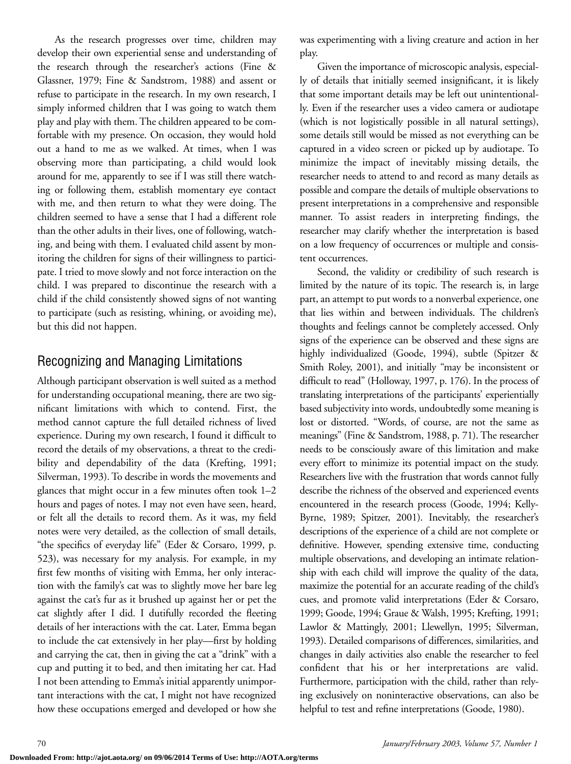As the research progresses over time, children may develop their own experiential sense and understanding of the research through the researcher's actions (Fine & Glassner, 1979; Fine & Sandstrom, 1988) and assent or refuse to participate in the research. In my own research, I simply informed children that I was going to watch them play and play with them. The children appeared to be comfortable with my presence. On occasion, they would hold out a hand to me as we walked. At times, when I was observing more than participating, a child would look around for me, apparently to see if I was still there watching or following them, establish momentary eye contact with me, and then return to what they were doing. The children seemed to have a sense that I had a different role than the other adults in their lives, one of following, watching, and being with them. I evaluated child assent by monitoring the children for signs of their willingness to participate. I tried to move slowly and not force interaction on the child. I was prepared to discontinue the research with a child if the child consistently showed signs of not wanting to participate (such as resisting, whining, or avoiding me), but this did not happen.

## Recognizing and Managing Limitations

Although participant observation is well suited as a method for understanding occupational meaning, there are two significant limitations with which to contend. First, the method cannot capture the full detailed richness of lived experience. During my own research, I found it difficult to record the details of my observations, a threat to the credibility and dependability of the data (Krefting, 1991; Silverman, 1993). To describe in words the movements and glances that might occur in a few minutes often took 1–2 hours and pages of notes. I may not even have seen, heard, or felt all the details to record them. As it was, my field notes were very detailed, as the collection of small details, "the specifics of everyday life" (Eder & Corsaro, 1999, p. 523), was necessary for my analysis. For example, in my first few months of visiting with Emma, her only interaction with the family's cat was to slightly move her bare leg against the cat's fur as it brushed up against her or pet the cat slightly after I did. I dutifully recorded the fleeting details of her interactions with the cat. Later, Emma began to include the cat extensively in her play—first by holding and carrying the cat, then in giving the cat a "drink" with a cup and putting it to bed, and then imitating her cat. Had I not been attending to Emma's initial apparently unimportant interactions with the cat, I might not have recognized how these occupations emerged and developed or how she was experimenting with a living creature and action in her play.

Given the importance of microscopic analysis, especially of details that initially seemed insignificant, it is likely that some important details may be left out unintentionally. Even if the researcher uses a video camera or audiotape (which is not logistically possible in all natural settings), some details still would be missed as not everything can be captured in a video screen or picked up by audiotape. To minimize the impact of inevitably missing details, the researcher needs to attend to and record as many details as possible and compare the details of multiple observations to present interpretations in a comprehensive and responsible manner. To assist readers in interpreting findings, the researcher may clarify whether the interpretation is based on a low frequency of occurrences or multiple and consistent occurrences.

Second, the validity or credibility of such research is limited by the nature of its topic. The research is, in large part, an attempt to put words to a nonverbal experience, one that lies within and between individuals. The children's thoughts and feelings cannot be completely accessed. Only signs of the experience can be observed and these signs are highly individualized (Goode, 1994), subtle (Spitzer & Smith Roley, 2001), and initially "may be inconsistent or difficult to read" (Holloway, 1997, p. 176). In the process of translating interpretations of the participants' experientially based subjectivity into words, undoubtedly some meaning is lost or distorted. "Words, of course, are not the same as meanings" (Fine & Sandstrom, 1988, p. 71). The researcher needs to be consciously aware of this limitation and make every effort to minimize its potential impact on the study. Researchers live with the frustration that words cannot fully describe the richness of the observed and experienced events encountered in the research process (Goode, 1994; Kelly-Byrne, 1989; Spitzer, 2001). Inevitably, the researcher's descriptions of the experience of a child are not complete or definitive. However, spending extensive time, conducting multiple observations, and developing an intimate relationship with each child will improve the quality of the data, maximize the potential for an accurate reading of the child's cues, and promote valid interpretations (Eder & Corsaro, 1999; Goode, 1994; Graue & Walsh, 1995; Krefting, 1991; Lawlor & Mattingly, 2001; Llewellyn, 1995; Silverman, 1993). Detailed comparisons of differences, similarities, and changes in daily activities also enable the researcher to feel confident that his or her interpretations are valid. Furthermore, participation with the child, rather than relying exclusively on noninteractive observations, can also be helpful to test and refine interpretations (Goode, 1980).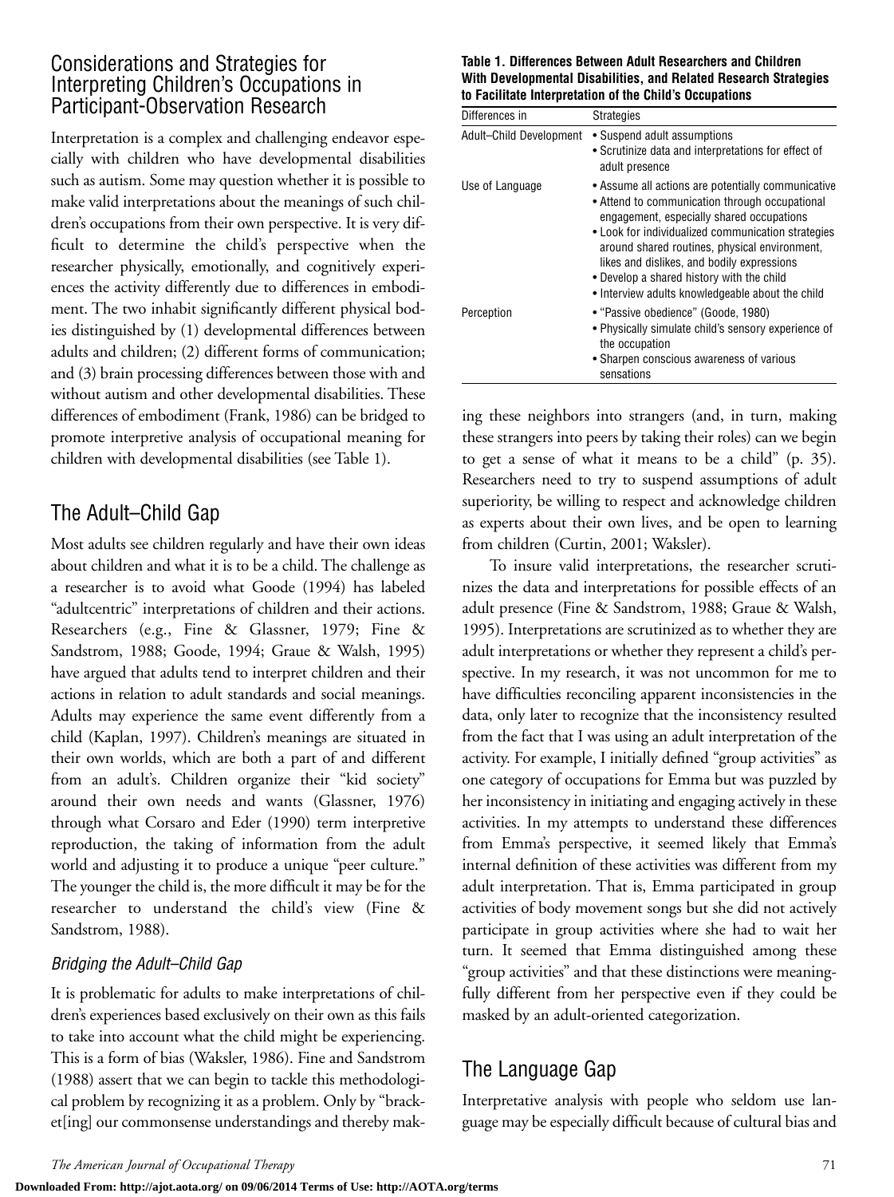## Considerations and Strategies for Interpreting Children's Occupations in Participant-Observation Research

Interpretation is a complex and challenging endeavor especially with children who have developmental disabilities such as autism. Some may question whether it is possible to make valid interpretations about the meanings of such children's occupations from their own perspective. It is very difficult to determine the child's perspective when the researcher physically, emotionally, and cognitively experiences the activity differently due to differences in embodiment. The two inhabit significantly different physical bodies distinguished by (1) developmental differences between adults and children; (2) different forms of communication; and (3) brain processing differences between those with and without autism and other developmental disabilities. These differences of embodiment (Frank, 1986) can be bridged to promote interpretive analysis of occupational meaning for children with developmental disabilities (see Table 1).

**Table 1. Differences Between Adult Researchers and Children With Developmental Disabilities, and Related Research Strategies to Facilitate Interpretation of the Child's Occupations**

| Differences in | Strategies |
|---|---|
| Adult–Child Development | • Suspend adult assumptions<br>• Scrutinize data and interpretations for effect of adult presence |
| Use of Language | • Assume all actions are potentially communicative<br>• Attend to communication through occupational engagement, especially shared occupations<br>• Look for individualized communication strategies around shared routines, physical environment, likes and dislikes, and bodily expressions<br>• Develop a shared history with the child<br>• Interview adults knowledgeable about the child |
| Perception | • "Passive obedience" (Goode, 1980)<br>• Physically simulate child's sensory experience of the occupation<br>• Sharpen conscious awareness of various sensations |

## The Adult–Child Gap

Most adults see children regularly and have their own ideas about children and what it is to be a child. The challenge as a researcher is to avoid what Goode (1994) has labeled "adultcentric" interpretations of children and their actions. Researchers (e.g., Fine & Glassner, 1979; Fine & Sandstrom, 1988; Goode, 1994; Graue & Walsh, 1995) have argued that adults tend to interpret children and their actions in relation to adult standards and social meanings. Adults may experience the same event differently from a child (Kaplan, 1997). Children's meanings are situated in their own worlds, which are both a part of and different from an adult's. Children organize their "kid society" around their own needs and wants (Glassner, 1976) through what Corsaro and Eder (1990) term interpretive reproduction, the taking of information from the adult world and adjusting it to produce a unique "peer culture." The younger the child is, the more difficult it may be for the researcher to understand the child's view (Fine & Sandstrom, 1988).

### *Bridging the Adult–Child Gap*

It is problematic for adults to make interpretations of children's experiences based exclusively on their own as this fails to take into account what the child might be experiencing. This is a form of bias (Waksler, 1986). Fine and Sandstrom (1988) assert that we can begin to tackle this methodological problem by recognizing it as a problem. Only by "bracket[ing] our commonsense understandings and thereby making these neighbors into strangers (and, in turn, making these strangers into peers by taking their roles) can we begin to get a sense of what it means to be a child" (p. 35). Researchers need to try to suspend assumptions of adult superiority, be willing to respect and acknowledge children as experts about their own lives, and be open to learning from children (Curtin, 2001; Waksler).

To insure valid interpretations, the researcher scrutinizes the data and interpretations for possible effects of an adult presence (Fine & Sandstrom, 1988; Graue & Walsh, 1995). Interpretations are scrutinized as to whether they are adult interpretations or whether they represent a child's perspective. In my research, it was not uncommon for me to have difficulties reconciling apparent inconsistencies in the data, only later to recognize that the inconsistency resulted from the fact that I was using an adult interpretation of the activity. For example, I initially defined "group activities" as one category of occupations for Emma but was puzzled by her inconsistency in initiating and engaging actively in these activities. In my attempts to understand these differences from Emma's perspective, it seemed likely that Emma's internal definition of these activities was different from my adult interpretation. That is, Emma participated in group activities of body movement songs but she did not actively participate in group activities where she had to wait her turn. It seemed that Emma distinguished among these "group activities" and that these distinctions were meaningfully different from her perspective even if they could be masked by an adult-oriented categorization.

## The Language Gap

Interpretative analysis with people who seldom use language may be especially difficult because of cultural bias and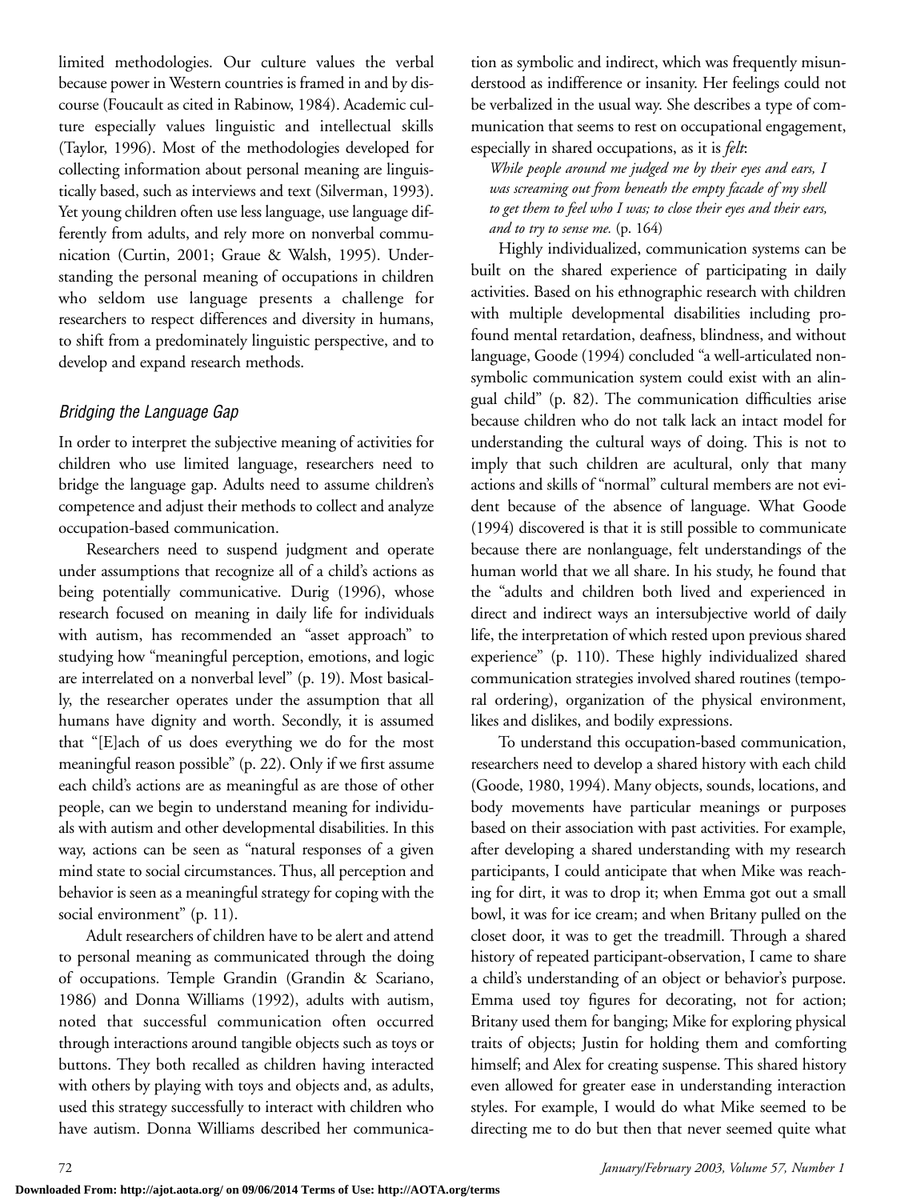limited methodologies. Our culture values the verbal because power in Western countries is framed in and by discourse (Foucault as cited in Rabinow, 1984). Academic culture especially values linguistic and intellectual skills (Taylor, 1996). Most of the methodologies developed for collecting information about personal meaning are linguistically based, such as interviews and text (Silverman, 1993). Yet young children often use less language, use language differently from adults, and rely more on nonverbal communication (Curtin, 2001; Graue & Walsh, 1995). Understanding the personal meaning of occupations in children who seldom use language presents a challenge for researchers to respect differences and diversity in humans, to shift from a predominately linguistic perspective, and to develop and expand research methods.

### *Bridging the Language Gap*

In order to interpret the subjective meaning of activities for children who use limited language, researchers need to bridge the language gap. Adults need to assume children's competence and adjust their methods to collect and analyze occupation-based communication.

Researchers need to suspend judgment and operate under assumptions that recognize all of a child's actions as being potentially communicative. Durig (1996), whose research focused on meaning in daily life for individuals with autism, has recommended an "asset approach" to studying how "meaningful perception, emotions, and logic are interrelated on a nonverbal level" (p. 19). Most basically, the researcher operates under the assumption that all humans have dignity and worth. Secondly, it is assumed that "[E]ach of us does everything we do for the most meaningful reason possible" (p. 22). Only if we first assume each child's actions are as meaningful as are those of other people, can we begin to understand meaning for individuals with autism and other developmental disabilities. In this way, actions can be seen as "natural responses of a given mind state to social circumstances. Thus, all perception and behavior is seen as a meaningful strategy for coping with the social environment" (p. 11).

Adult researchers of children have to be alert and attend to personal meaning as communicated through the doing of occupations. Temple Grandin (Grandin & Scariano, 1986) and Donna Williams (1992), adults with autism, noted that successful communication often occurred through interactions around tangible objects such as toys or buttons. They both recalled as children having interacted with others by playing with toys and objects and, as adults, used this strategy successfully to interact with children who have autism. Donna Williams described her communication as symbolic and indirect, which was frequently misunderstood as indifference or insanity. Her feelings could not be verbalized in the usual way. She describes a type of communication that seems to rest on occupational engagement, especially in shared occupations, as it is *felt*:

> *While people around me judged me by their eyes and ears, I was screaming out from beneath the empty facade of my shell to get them to feel who I was; to close their eyes and their ears, and to try to sense me.* (p. 164)

Highly individualized, communication systems can be built on the shared experience of participating in daily activities. Based on his ethnographic research with children with multiple developmental disabilities including profound mental retardation, deafness, blindness, and without language, Goode (1994) concluded "a well-articulated nonsymbolic communication system could exist with an alingual child" (p. 82). The communication difficulties arise because children who do not talk lack an intact model for understanding the cultural ways of doing. This is not to imply that such children are acultural, only that many actions and skills of "normal" cultural members are not evident because of the absence of language. What Goode (1994) discovered is that it is still possible to communicate because there are nonlanguage, felt understandings of the human world that we all share. In his study, he found that the "adults and children both lived and experienced in direct and indirect ways an intersubjective world of daily life, the interpretation of which rested upon previous shared experience" (p. 110). These highly individualized shared communication strategies involved shared routines (temporal ordering), organization of the physical environment, likes and dislikes, and bodily expressions.

To understand this occupation-based communication, researchers need to develop a shared history with each child (Goode, 1980, 1994). Many objects, sounds, locations, and body movements have particular meanings or purposes based on their association with past activities. For example, after developing a shared understanding with my research participants, I could anticipate that when Mike was reaching for dirt, it was to drop it; when Emma got out a small bowl, it was for ice cream; and when Britany pulled on the closet door, it was to get the treadmill. Through a shared history of repeated participant-observation, I came to share a child's understanding of an object or behavior's purpose. Emma used toy figures for decorating, not for action; Britany used them for banging; Mike for exploring physical traits of objects; Justin for holding them and comforting himself; and Alex for creating suspense. This shared history even allowed for greater ease in understanding interaction styles. For example, I would do what Mike seemed to be directing me to do but then that never seemed quite what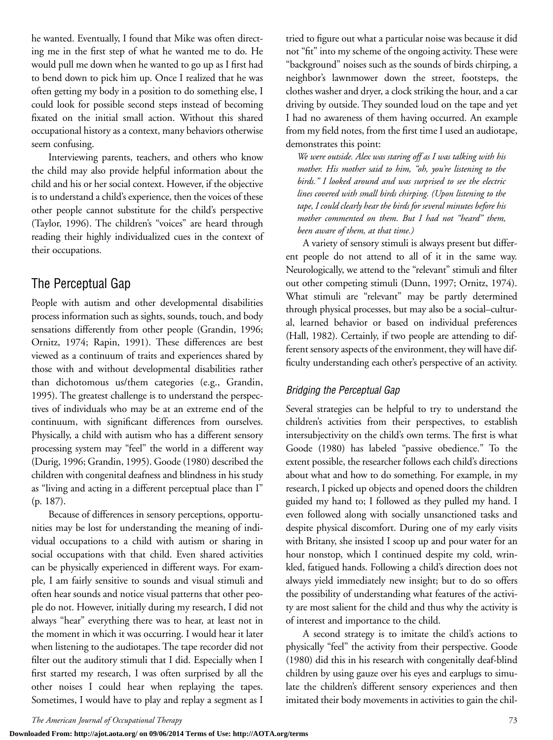he wanted. Eventually, I found that Mike was often directing me in the first step of what he wanted me to do. He would pull me down when he wanted to go up as I first had to bend down to pick him up. Once I realized that he was often getting my body in a position to do something else, I could look for possible second steps instead of becoming fixated on the initial small action. Without this shared occupational history as a context, many behaviors otherwise seem confusing.

Interviewing parents, teachers, and others who know the child may also provide helpful information about the child and his or her social context. However, if the objective is to understand a child's experience, then the voices of these other people cannot substitute for the child's perspective (Taylor, 1996). The children's "voices" are heard through reading their highly individualized cues in the context of their occupations.

## The Perceptual Gap

People with autism and other developmental disabilities process information such as sights, sounds, touch, and body sensations differently from other people (Grandin, 1996; Ornitz, 1974; Rapin, 1991). These differences are best viewed as a continuum of traits and experiences shared by those with and without developmental disabilities rather than dichotomous us/them categories (e.g., Grandin, 1995). The greatest challenge is to understand the perspectives of individuals who may be at an extreme end of the continuum, with significant differences from ourselves. Physically, a child with autism who has a different sensory processing system may "feel" the world in a different way (Durig, 1996; Grandin, 1995). Goode (1980) described the children with congenital deafness and blindness in his study as "living and acting in a different perceptual place than I" (p. 187).

Because of differences in sensory perceptions, opportunities may be lost for understanding the meaning of individual occupations to a child with autism or sharing in social occupations with that child. Even shared activities can be physically experienced in different ways. For example, I am fairly sensitive to sounds and visual stimuli and often hear sounds and notice visual patterns that other people do not. However, initially during my research, I did not always "hear" everything there was to hear, at least not in the moment in which it was occurring. I would hear it later when listening to the audiotapes. The tape recorder did not filter out the auditory stimuli that I did. Especially when I first started my research, I was often surprised by all the other noises I could hear when replaying the tapes. Sometimes, I would have to play and replay a segment as I tried to figure out what a particular noise was because it did not "fit" into my scheme of the ongoing activity. These were "background" noises such as the sounds of birds chirping, a neighbor's lawnmower down the street, footsteps, the clothes washer and dryer, a clock striking the hour, and a car driving by outside. They sounded loud on the tape and yet I had no awareness of them having occurred. An example from my field notes, from the first time I used an audiotape, demonstrates this point:

> *We were outside. Alex was staring off as I was talking with his mother. His mother said to him, "oh, you're listening to the birds." I looked around and was surprised to see the electric lines covered with small birds chirping. (Upon listening to the tape, I could clearly hear the birds for several minutes before his mother commented on them. But I had not "heard" them, been aware of them, at that time.)*

A variety of sensory stimuli is always present but different people do not attend to all of it in the same way. Neurologically, we attend to the "relevant" stimuli and filter out other competing stimuli (Dunn, 1997; Ornitz, 1974). What stimuli are "relevant" may be partly determined through physical processes, but may also be a social–cultural, learned behavior or based on individual preferences (Hall, 1982). Certainly, if two people are attending to different sensory aspects of the environment, they will have difficulty understanding each other's perspective of an activity.

### *Bridging the Perceptual Gap*

Several strategies can be helpful to try to understand the children's activities from their perspectives, to establish intersubjectivity on the child's own terms. The first is what Goode (1980) has labeled "passive obedience." To the extent possible, the researcher follows each child's directions about what and how to do something. For example, in my research, I picked up objects and opened doors the children guided my hand to; I followed as they pulled my hand. I even followed along with socially unsanctioned tasks and despite physical discomfort. During one of my early visits with Britany, she insisted I scoop up and pour water for an hour nonstop, which I continued despite my cold, wrinkled, fatigued hands. Following a child's direction does not always yield immediately new insight; but to do so offers the possibility of understanding what features of the activity are most salient for the child and thus why the activity is of interest and importance to the child.

A second strategy is to imitate the child's actions to physically "feel" the activity from their perspective. Goode (1980) did this in his research with congenitally deaf-blind children by using gauze over his eyes and earplugs to simulate the children's different sensory experiences and then imitated their body movements in activities to gain the chil-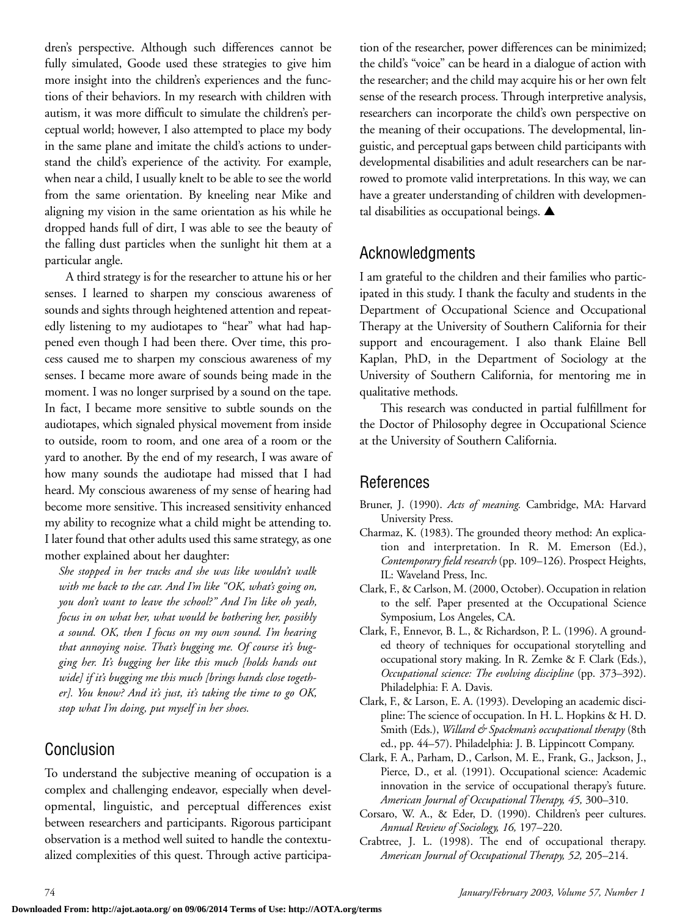dren's perspective. Although such differences cannot be fully simulated, Goode used these strategies to give him more insight into the children's experiences and the functions of their behaviors. In my research with children with autism, it was more difficult to simulate the children's perceptual world; however, I also attempted to place my body in the same plane and imitate the child's actions to understand the child's experience of the activity. For example, when near a child, I usually knelt to be able to see the world from the same orientation. By kneeling near Mike and aligning my vision in the same orientation as his while he dropped hands full of dirt, I was able to see the beauty of the falling dust particles when the sunlight hit them at a particular angle.

A third strategy is for the researcher to attune his or her senses. I learned to sharpen my conscious awareness of sounds and sights through heightened attention and repeatedly listening to my audiotapes to "hear" what had happened even though I had been there. Over time, this process caused me to sharpen my conscious awareness of my senses. I became more aware of sounds being made in the moment. I was no longer surprised by a sound on the tape. In fact, I became more sensitive to subtle sounds on the audiotapes, which signaled physical movement from inside to outside, room to room, and one area of a room or the yard to another. By the end of my research, I was aware of how many sounds the audiotape had missed that I had heard. My conscious awareness of my sense of hearing had become more sensitive. This increased sensitivity enhanced my ability to recognize what a child might be attending to. I later found that other adults used this same strategy, as one mother explained about her daughter:

> *She stopped in her tracks and she was like wouldn't walk with me back to the car. And I'm like "OK, what's going on, you don't want to leave the school?" And I'm like oh yeah, focus in on what her, what would be bothering her, possibly a sound. OK, then I focus on my own sound. I'm hearing that annoying noise. That's bugging me. Of course it's bugging her. It's bugging her like this much [holds hands out wide] if it's bugging me this much [brings hands close together]. You know? And it's just, it's taking the time to go OK, stop what I'm doing, put myself in her shoes.*

## Conclusion

To understand the subjective meaning of occupation is a complex and challenging endeavor, especially when developmental, linguistic, and perceptual differences exist between researchers and participants. Rigorous participant observation is a method well suited to handle the contextualized complexities of this quest. Through active participation of the researcher, power differences can be minimized; the child's "voice" can be heard in a dialogue of action with the researcher; and the child may acquire his or her own felt sense of the research process. Through interpretive analysis, researchers can incorporate the child's own perspective on the meaning of their occupations. The developmental, linguistic, and perceptual gaps between child participants with developmental disabilities and adult researchers can be narrowed to promote valid interpretations. In this way, we can have a greater understanding of children with developmental disabilities as occupational beings. ▲

## Acknowledgments

I am grateful to the children and their families who participated in this study. I thank the faculty and students in the Department of Occupational Science and Occupational Therapy at the University of Southern California for their support and encouragement. I also thank Elaine Bell Kaplan, PhD, in the Department of Sociology at the University of Southern California, for mentoring me in qualitative methods.

This research was conducted in partial fulfillment for the Doctor of Philosophy degree in Occupational Science at the University of Southern California.

## References

Bruner, J. (1990). *Acts of meaning.* Cambridge, MA: Harvard University Press.

Charmaz, K. (1983). The grounded theory method: An explication and interpretation. In R. M. Emerson (Ed.), *Contemporary field research* (pp. 109–126). Prospect Heights, IL: Waveland Press, Inc.

Clark, F., & Carlson, M. (2000, October). Occupation in relation to the self. Paper presented at the Occupational Science Symposium, Los Angeles, CA.

Clark, F., Ennevor, B. L., & Richardson, P. L. (1996). A grounded theory of techniques for occupational storytelling and occupational story making. In R. Zemke & F. Clark (Eds.), *Occupational science: The evolving discipline* (pp. 373–392). Philadelphia: F. A. Davis.

Clark, F., & Larson, E. A. (1993). Developing an academic discipline: The science of occupation. In H. L. Hopkins & H. D. Smith (Eds.), *Willard & Spackman's occupational therapy* (8th ed., pp. 44–57). Philadelphia: J. B. Lippincott Company.

Clark, F. A., Parham, D., Carlson, M. E., Frank, G., Jackson, J., Pierce, D., et al. (1991). Occupational science: Academic innovation in the service of occupational therapy's future. *American Journal of Occupational Therapy, 45,* 300–310.

Corsaro, W. A., & Eder, D. (1990). Children's peer cultures. *Annual Review of Sociology, 16,* 197–220.

Crabtree, J. L. (1998). The end of occupational therapy. *American Journal of Occupational Therapy, 52,* 205–214.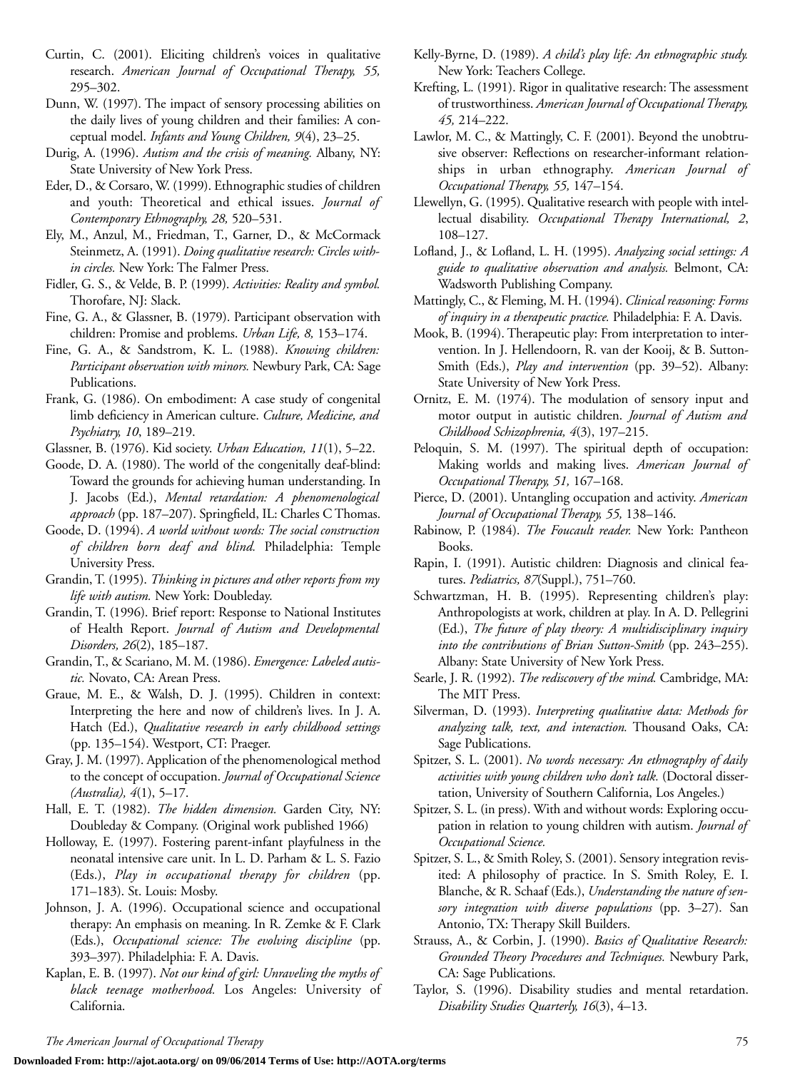Curtin, C. (2001). Eliciting children's voices in qualitative research. *American Journal of Occupational Therapy, 55,* 295–302.

Dunn, W. (1997). The impact of sensory processing abilities on the daily lives of young children and their families: A conceptual model. *Infants and Young Children, 9*(4), 23–25.

Durig, A. (1996). *Autism and the crisis of meaning.* Albany, NY: State University of New York Press.

Eder, D., & Corsaro, W. (1999). Ethnographic studies of children and youth: Theoretical and ethical issues. *Journal of Contemporary Ethnography, 28,* 520–531.

Ely, M., Anzul, M., Friedman, T., Garner, D., & McCormack Steinmetz, A. (1991). *Doing qualitative research: Circles within circles.* New York: The Falmer Press.

Fidler, G. S., & Velde, B. P. (1999). *Activities: Reality and symbol.* Thorofare, NJ: Slack.

Fine, G. A., & Glassner, B. (1979). Participant observation with children: Promise and problems. *Urban Life, 8,* 153–174.

Fine, G. A., & Sandstrom, K. L. (1988). *Knowing children: Participant observation with minors.* Newbury Park, CA: Sage Publications.

Frank, G. (1986). On embodiment: A case study of congenital limb deficiency in American culture. *Culture, Medicine, and Psychiatry, 10*, 189–219.

Glassner, B. (1976). Kid society. *Urban Education, 11*(1), 5–22.

Goode, D. A. (1980). The world of the congenitally deaf-blind: Toward the grounds for achieving human understanding. In J. Jacobs (Ed.), *Mental retardation: A phenomenological approach* (pp. 187–207). Springfield, IL: Charles C Thomas.

Goode, D. (1994). *A world without words: The social construction of children born deaf and blind.* Philadelphia: Temple University Press.

Grandin, T. (1995). *Thinking in pictures and other reports from my life with autism.* New York: Doubleday.

Grandin, T. (1996). Brief report: Response to National Institutes of Health Report. *Journal of Autism and Developmental Disorders, 26*(2), 185–187.

Grandin, T., & Scariano, M. M. (1986). *Emergence: Labeled autistic.* Novato, CA: Arean Press.

Graue, M. E., & Walsh, D. J. (1995). Children in context: Interpreting the here and now of children's lives. In J. A. Hatch (Ed.), *Qualitative research in early childhood settings* (pp. 135–154). Westport, CT: Praeger.

Gray, J. M. (1997). Application of the phenomenological method to the concept of occupation. *Journal of Occupational Science (Australia), 4*(1), 5–17.

Hall, E. T. (1982). *The hidden dimension.* Garden City, NY: Doubleday & Company. (Original work published 1966)

Holloway, E. (1997). Fostering parent-infant playfulness in the neonatal intensive care unit. In L. D. Parham & L. S. Fazio (Eds.), *Play in occupational therapy for children* (pp. 171–183). St. Louis: Mosby.

Johnson, J. A. (1996). Occupational science and occupational therapy: An emphasis on meaning. In R. Zemke & F. Clark (Eds.), *Occupational science: The evolving discipline* (pp. 393–397). Philadelphia: F. A. Davis.

Kaplan, E. B. (1997). *Not our kind of girl: Unraveling the myths of black teenage motherhood.* Los Angeles: University of California.

Kelly-Byrne, D. (1989). *A child's play life: An ethnographic study.* New York: Teachers College.

Krefting, L. (1991). Rigor in qualitative research: The assessment of trustworthiness. *American Journal of Occupational Therapy, 45,* 214–222.

Lawlor, M. C., & Mattingly, C. F. (2001). Beyond the unobtrusive observer: Reflections on researcher-informant relationships in urban ethnography. *American Journal of Occupational Therapy, 55,* 147–154.

Llewellyn, G. (1995). Qualitative research with people with intellectual disability. *Occupational Therapy International, 2*, 108–127.

Lofland, J., & Lofland, L. H. (1995). *Analyzing social settings: A guide to qualitative observation and analysis.* Belmont, CA: Wadsworth Publishing Company.

Mattingly, C., & Fleming, M. H. (1994). *Clinical reasoning: Forms of inquiry in a therapeutic practice.* Philadelphia: F. A. Davis.

Mook, B. (1994). Therapeutic play: From interpretation to intervention. In J. Hellendoorn, R. van der Kooij, & B. Sutton-Smith (Eds.), *Play and intervention* (pp. 39–52). Albany: State University of New York Press.

Ornitz, E. M. (1974). The modulation of sensory input and motor output in autistic children. *Journal of Autism and Childhood Schizophrenia, 4*(3), 197–215.

Peloquin, S. M. (1997). The spiritual depth of occupation: Making worlds and making lives. *American Journal of Occupational Therapy, 51,* 167–168.

Pierce, D. (2001). Untangling occupation and activity. *American Journal of Occupational Therapy, 55,* 138–146.

Rabinow, P. (1984). *The Foucault reader.* New York: Pantheon Books.

Rapin, I. (1991). Autistic children: Diagnosis and clinical features. *Pediatrics, 87*(Suppl.), 751–760.

Schwartzman, H. B. (1995). Representing children's play: Anthropologists at work, children at play. In A. D. Pellegrini (Ed.), *The future of play theory: A multidisciplinary inquiry into the contributions of Brian Sutton-Smith* (pp. 243–255). Albany: State University of New York Press.

Searle, J. R. (1992). *The rediscovery of the mind.* Cambridge, MA: The MIT Press.

Silverman, D. (1993). *Interpreting qualitative data: Methods for analyzing talk, text, and interaction.* Thousand Oaks, CA: Sage Publications.

Spitzer, S. L. (2001). *No words necessary: An ethnography of daily activities with young children who don't talk.* (Doctoral dissertation, University of Southern California, Los Angeles.)

Spitzer, S. L. (in press). With and without words: Exploring occupation in relation to young children with autism. *Journal of Occupational Science.*

Spitzer, S. L., & Smith Roley, S. (2001). Sensory integration revisited: A philosophy of practice. In S. Smith Roley, E. I. Blanche, & R. Schaaf (Eds.), *Understanding the nature of sensory integration with diverse populations* (pp. 3–27). San Antonio, TX: Therapy Skill Builders.

Strauss, A., & Corbin, J. (1990). *Basics of Qualitative Research: Grounded Theory Procedures and Techniques.* Newbury Park, CA: Sage Publications.

Taylor, S. (1996). Disability studies and mental retardation. *Disability Studies Quarterly, 16*(3), 4–13.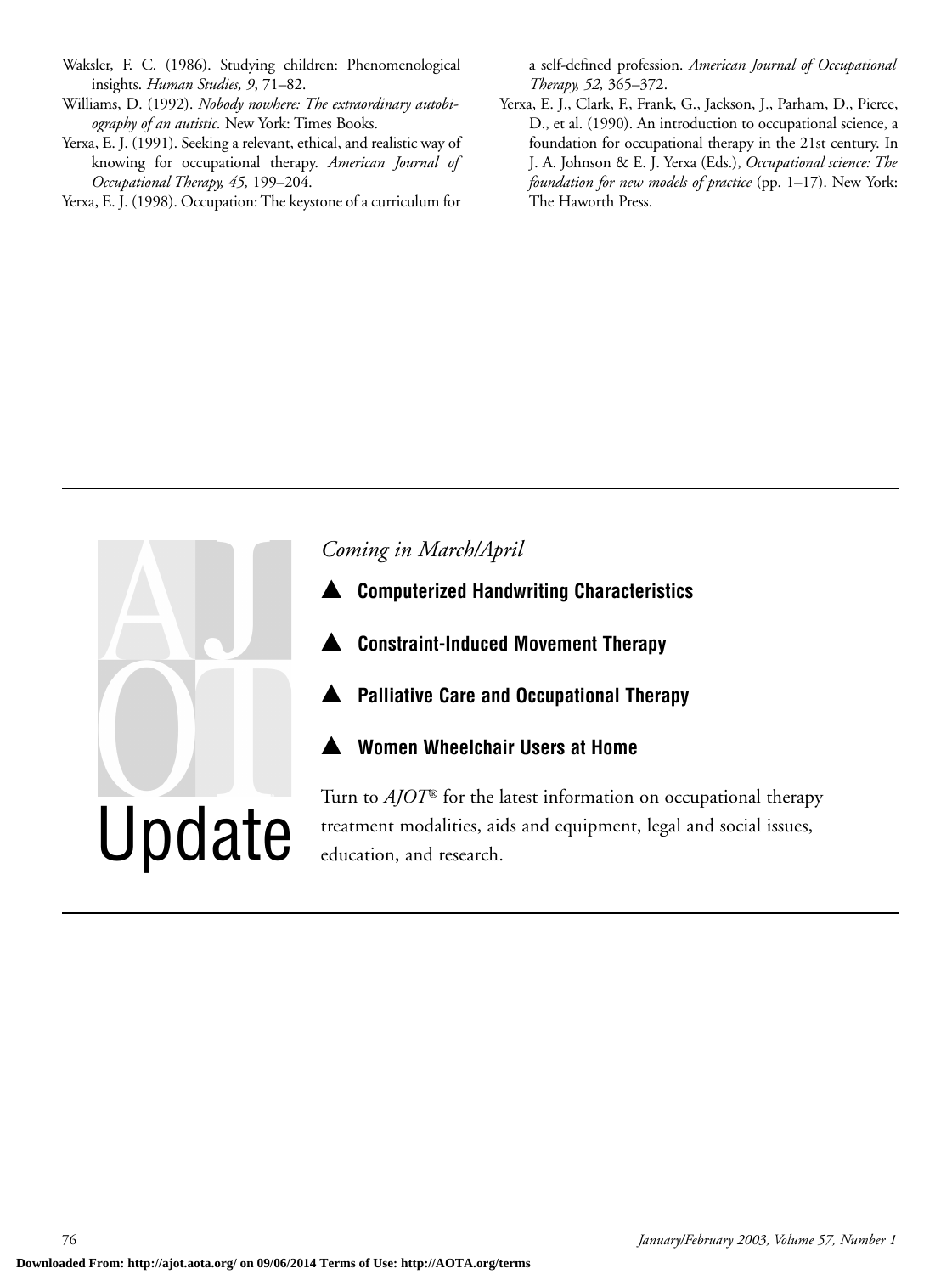Waksler, F. C. (1986). Studying children: Phenomenological insights. *Human Studies, 9*, 71–82.

Williams, D. (1992). *Nobody nowhere: The extraordinary autobiography of an autistic.* New York: Times Books.

Yerxa, E. J. (1991). Seeking a relevant, ethical, and realistic way of knowing for occupational therapy. *American Journal of Occupational Therapy, 45,* 199–204.

Yerxa, E. J. (1998). Occupation: The keystone of a curriculum for a self-defined profession. *American Journal of Occupational Therapy, 52,* 365–372.

Yerxa, E. J., Clark, F., Frank, G., Jackson, J., Parham, D., Pierce, D., et al. (1990). An introduction to occupational science, a foundation for occupational therapy in the 21st century. In J. A. Johnson & E. J. Yerxa (Eds.), *Occupational science: The foundation for new models of practice* (pp. 1–17). New York: The Haworth Press.

---

AJOT Update

*Coming in March/April*

- **Computerized Handwriting Characteristics**
- **Constraint-Induced Movement Therapy**
- **Palliative Care and Occupational Therapy**
- **Women Wheelchair Users at Home**

Turn to *AJOT*® for the latest information on occupational therapy treatment modalities, aids and equipment, legal and social issues, education, and research.